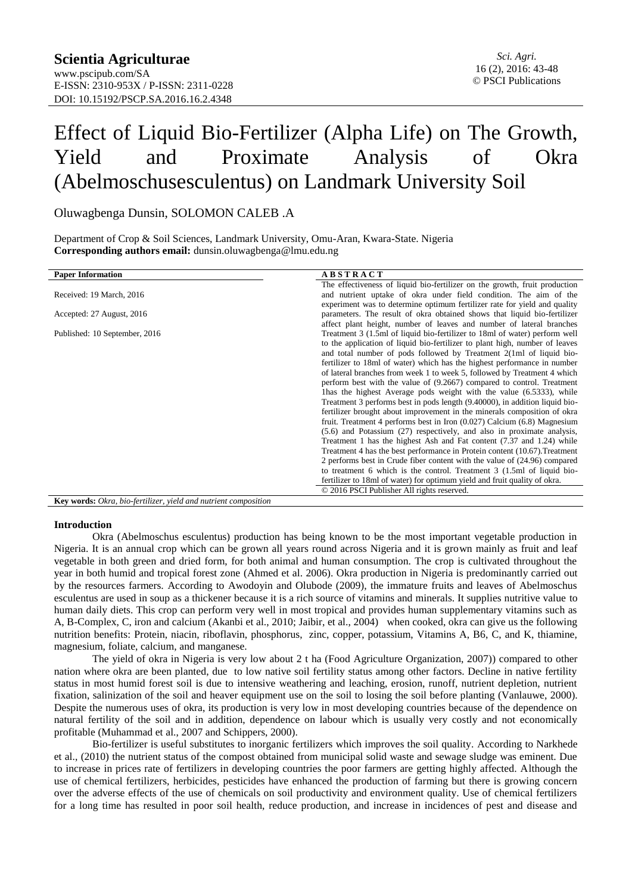**Scientia Agriculturae**
www.pscipub.com/SA
E-ISSN: 2310-953X / P-ISSN: 2311-0228
DOI: 10.15192/PSCP.SA.2016.16.2.4348

*Sci. Agri.*
16 (2), 2016: 43-48
© PSCI Publications

# Effect of Liquid Bio-Fertilizer (Alpha Life) on The Growth, Yield and Proximate Analysis of Okra (Abelmoschusesculentus) on Landmark University Soil

Oluwagbenga Dunsin, SOLOMON CALEB .A

Department of Crop & Soil Sciences, Landmark University, Omu-Aran, Kwara-State. Nigeria
**Corresponding authors email:** dunsin.oluwagbenga@lmu.edu.ng

**Paper Information**

Received: 19 March, 2016

Accepted: 27 August, 2016

Published: 10 September, 2016

**A B S T R A C T**

The effectiveness of liquid bio-fertilizer on the growth, fruit production and nutrient uptake of okra under field condition. The aim of the experiment was to determine optimum fertilizer rate for yield and quality parameters. The result of okra obtained shows that liquid bio-fertilizer affect plant height, number of leaves and number of lateral branches Treatment 3 (1.5ml of liquid bio-fertilizer to 18ml of water) perform well to the application of liquid bio-fertilizer to plant high, number of leaves and total number of pods followed by Treatment 2(1ml of liquid bio-fertilizer to 18ml of water) which has the highest performance in number of lateral branches from week 1 to week 5, followed by Treatment 4 which perform best with the value of (9.2667) compared to control. Treatment 1has the highest Average pods weight with the value (6.5333), while Treatment 3 performs best in pods length (9.40000), in addition liquid bio-fertilizer brought about improvement in the minerals composition of okra fruit. Treatment 4 performs best in Iron (0.027) Calcium (6.8) Magnesium (5.6) and Potassium (27) respectively, and also in proximate analysis, Treatment 1 has the highest Ash and Fat content (7.37 and 1.24) while Treatment 4 has the best performance in Protein content (10.67).Treatment 2 performs best in Crude fiber content with the value of (24.96) compared to treatment 6 which is the control. Treatment 3 (1.5ml of liquid bio-fertilizer to 18ml of water) for optimum yield and fruit quality of okra.

© 2016 PSCI Publisher All rights reserved.

**Key words:** *Okra, bio-fertilizer, yield and nutrient composition*

## Introduction

Okra (Abelmoschus esculentus) production has being known to be the most important vegetable production in Nigeria. It is an annual crop which can be grown all years round across Nigeria and it is grown mainly as fruit and leaf vegetable in both green and dried form, for both animal and human consumption. The crop is cultivated throughout the year in both humid and tropical forest zone (Ahmed et al. 2006). Okra production in Nigeria is predominantly carried out by the resources farmers. According to Awodoyin and Olubode (2009), the immature fruits and leaves of Abelmoschus esculentus are used in soup as a thickener because it is a rich source of vitamins and minerals. It supplies nutritive value to human daily diets. This crop can perform very well in most tropical and provides human supplementary vitamins such as A, B-Complex, C, iron and calcium (Akanbi et al., 2010; Jaibir, et al., 2004) when cooked, okra can give us the following nutrition benefits: Protein, niacin, riboflavin, phosphorus, zinc, copper, potassium, Vitamins A, B6, C, and K, thiamine, magnesium, foliate, calcium, and manganese.

The yield of okra in Nigeria is very low about 2 t ha (Food Agriculture Organization, 2007)) compared to other nation where okra are been planted, due to low native soil fertility status among other factors. Decline in native fertility status in most humid forest soil is due to intensive weathering and leaching, erosion, runoff, nutrient depletion, nutrient fixation, salinization of the soil and heaver equipment use on the soil to losing the soil before planting (Vanlauwe, 2000). Despite the numerous uses of okra, its production is very low in most developing countries because of the dependence on natural fertility of the soil and in addition, dependence on labour which is usually very costly and not economically profitable (Muhammad et al., 2007 and Schippers, 2000).

Bio-fertilizer is useful substitutes to inorganic fertilizers which improves the soil quality. According to Narkhede et al., (2010) the nutrient status of the compost obtained from municipal solid waste and sewage sludge was eminent. Due to increase in prices rate of fertilizers in developing countries the poor farmers are getting highly affected. Although the use of chemical fertilizers, herbicides, pesticides have enhanced the production of farming but there is growing concern over the adverse effects of the use of chemicals on soil productivity and environment quality. Use of chemical fertilizers for a long time has resulted in poor soil health, reduce production, and increase in incidences of pest and disease and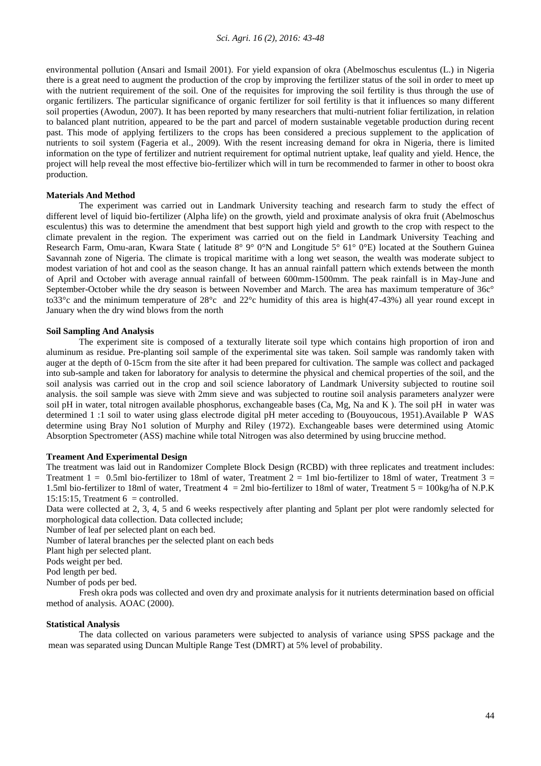environmental pollution (Ansari and Ismail 2001). For yield expansion of okra (Abelmoschus esculentus (L.) in Nigeria there is a great need to augment the production of the crop by improving the fertilizer status of the soil in order to meet up with the nutrient requirement of the soil. One of the requisites for improving the soil fertility is thus through the use of organic fertilizers. The particular significance of organic fertilizer for soil fertility is that it influences so many different soil properties (Awodun, 2007). It has been reported by many researchers that multi-nutrient foliar fertilization, in relation to balanced plant nutrition, appeared to be the part and parcel of modern sustainable vegetable production during recent past. This mode of applying fertilizers to the crops has been considered a precious supplement to the application of nutrients to soil system (Fageria et al., 2009). With the resent increasing demand for okra in Nigeria, there is limited information on the type of fertilizer and nutrient requirement for optimal nutrient uptake, leaf quality and yield. Hence, the project will help reveal the most effective bio-fertilizer which will in turn be recommended to farmer in other to boost okra production.

## Materials And Method

The experiment was carried out in Landmark University teaching and research farm to study the effect of different level of liquid bio-fertilizer (Alpha life) on the growth, yield and proximate analysis of okra fruit (Abelmoschus esculentus) this was to determine the amendment that best support high yield and growth to the crop with respect to the climate prevalent in the region. The experiment was carried out on the field in Landmark University Teaching and Research Farm, Omu-aran, Kwara State ( latitude 8° 9° 0°N and Longitude 5° 61° 0°E) located at the Southern Guinea Savannah zone of Nigeria. The climate is tropical maritime with a long wet season, the wealth was moderate subject to modest variation of hot and cool as the season change. It has an annual rainfall pattern which extends between the month of April and October with average annual rainfall of between 600mm-1500mm. The peak rainfall is in May-June and September-October while the dry season is between November and March. The area has maximum temperature of 36c° to33°c and the minimum temperature of 28°c and 22°c humidity of this area is high(47-43%) all year round except in January when the dry wind blows from the north

## Soil Sampling And Analysis

The experiment site is composed of a texturally literate soil type which contains high proportion of iron and aluminum as residue. Pre-planting soil sample of the experimental site was taken. Soil sample was randomly taken with auger at the depth of 0-15cm from the site after it had been prepared for cultivation. The sample was collect and packaged into sub-sample and taken for laboratory for analysis to determine the physical and chemical properties of the soil, and the soil analysis was carried out in the crop and soil science laboratory of Landmark University subjected to routine soil analysis. the soil sample was sieve with 2mm sieve and was subjected to routine soil analysis parameters analyzer were soil pH in water, total nitrogen available phosphorus, exchangeable bases (Ca, Mg, Na and K ). The soil pH in water was determined 1 :1 soil to water using glass electrode digital pH meter acceding to (Bouyoucous, 1951).Available P WAS determine using Bray No1 solution of Murphy and Riley (1972). Exchangeable bases were determined using Atomic Absorption Spectrometer (ASS) machine while total Nitrogen was also determined by using bruccine method.

## Treament And Experimental Design

The treatment was laid out in Randomizer Complete Block Design (RCBD) with three replicates and treatment includes: Treatment 1 = 0.5ml bio-fertilizer to 18ml of water, Treatment 2 = 1ml bio-fertilizer to 18ml of water, Treatment 3 = 1.5ml bio-fertilizer to 18ml of water, Treatment 4 = 2ml bio-fertilizer to 18ml of water, Treatment 5 = 100kg/ha of N.P.K 15:15:15, Treatment 6 = controlled.

Data were collected at 2, 3, 4, 5 and 6 weeks respectively after planting and 5plant per plot were randomly selected for morphological data collection. Data collected include;

Number of leaf per selected plant on each bed.

Number of lateral branches per the selected plant on each beds

Plant high per selected plant.

Pods weight per bed.

Pod length per bed.

Number of pods per bed.

Fresh okra pods was collected and oven dry and proximate analysis for it nutrients determination based on official method of analysis. AOAC (2000).

## Statistical Analysis

The data collected on various parameters were subjected to analysis of variance using SPSS package and the mean was separated using Duncan Multiple Range Test (DMRT) at 5% level of probability.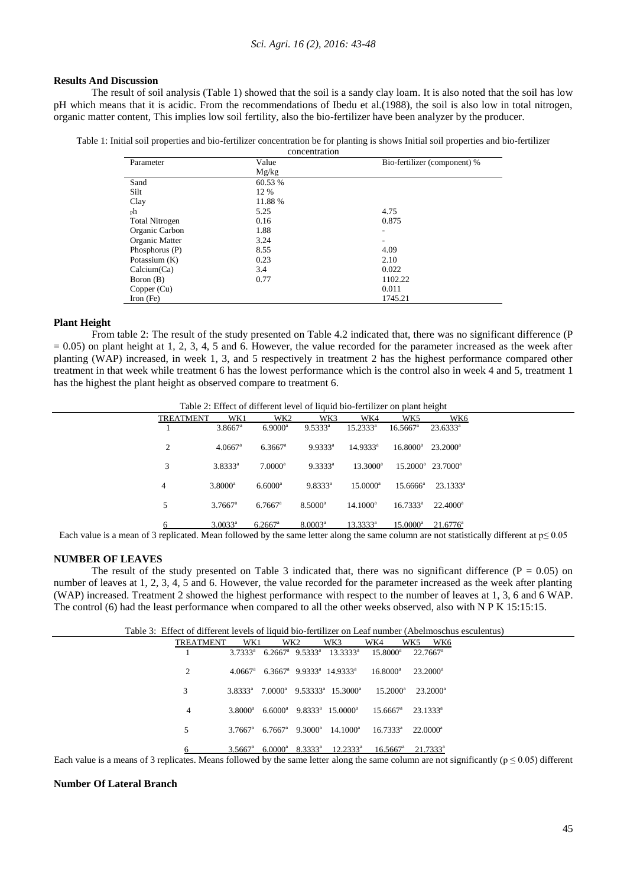## Results And Discussion

The result of soil analysis (Table 1) showed that the soil is a sandy clay loam. It is also noted that the soil has low pH which means that it is acidic. From the recommendations of Ibedu et al.(1988), the soil is also low in total nitrogen, organic matter content, This implies low soil fertility, also the bio-fertilizer have been analyzer by the producer.

Table 1: Initial soil properties and bio-fertilizer concentration be for planting is shows Initial soil properties and bio-fertilizer concentration

| Parameter | Value Mg/kg | Bio-fertilizer (component) % |
|---|---|---|
| Sand | 60.53 % | |
| Silt | 12 % | |
| Clay | 11.88 % | |
| ph | 5.25 | 4.75 |
| Total Nitrogen | 0.16 | 0.875 |
| Organic Carbon | 1.88 | - |
| Organic Matter | 3.24 | - |
| Phosphorus (P) | 8.55 | 4.09 |
| Potassium (K) | 0.23 | 2.10 |
| Calcium(Ca) | 3.4 | 0.022 |
| Boron (B) | 0.77 | 1102.22 |
| Copper (Cu) | | 0.011 |
| Iron (Fe) | | 1745.21 |

### Plant Height

From table 2: The result of the study presented on Table 4.2 indicated that, there was no significant difference (P = 0.05) on plant height at 1, 2, 3, 4, 5 and 6. However, the value recorded for the parameter increased as the week after planting (WAP) increased, in week 1, 3, and 5 respectively in treatment 2 has the highest performance compared other treatment in that week while treatment 6 has the lowest performance which is the control also in week 4 and 5, treatment 1 has the highest the plant height as observed compare to treatment 6.

Table 2: Effect of different level of liquid bio-fertilizer on plant height

| TREATMENT | WK1 | WK2 | WK3 | WK4 | WK5 | WK6 |
|---|---|---|---|---|---|---|
| 1 | 3.8667[a] | 6.9000[a] | 9.5333[a] | 15.2333[a] | 16.5667[a] | 23.6333[a] |
| 2 | 4.0667[a] | 6.3667[a] | 9.9333[a] | 14.9333[a] | 16.8000[a] | 23.2000[a] |
| 3 | 3.8333[a] | 7.0000[a] | 9.3333[a] | 13.3000[a] | 15.2000[a] | 23.7000[a] |
| 4 | 3.8000[a] | 6.6000[a] | 9.8333[a] | 15.0000[a] | 15.6666[a] | 23.1333[a] |
| 5 | 3.7667[a] | 6.7667[a] | 8.5000[a] | 14.1000[a] | 16.7333[a] | 22.4000[a] |
| 6 | 3.0033[a] | 6.2667[a] | 8.0003[a] | 13.3333[a] | 15.0000[a] | 21.6776[a] |

Each value is a mean of 3 replicated. Mean followed by the same letter along the same column are not statistically different at $p \leq 0.05$

### NUMBER OF LEAVES

The result of the study presented on Table 3 indicated that, there was no significant difference (P = 0.05) on number of leaves at 1, 2, 3, 4, 5 and 6. However, the value recorded for the parameter increased as the week after planting (WAP) increased. Treatment 2 showed the highest performance with respect to the number of leaves at 1, 3, 6 and 6 WAP. The control (6) had the least performance when compared to all the other weeks observed, also with N P K 15:15:15.

Table 3: Effect of different levels of liquid bio-fertilizer on Leaf number (Abelmoschus esculentus)

| TREATMENT | WK1 | WK2 | WK3 | WK4 | WK5 | WK6 |
|---|---|---|---|---|---|---|
| 1 | 3.7333[a] | 6.2667[a] | 9.5333[a] | 13.3333[a] | 15.8000[a] | 22.7667[a] |
| 2 | 4.0667[a] | 6.3667[a] | 9.9333[a] | 14.9333[a] | 16.8000[a] | 23.2000[a] |
| 3 | 3.8333[a] | 7.0000[a] | 9.53333[a] | 15.3000[a] | 15.2000[a] | 23.2000[a] |
| 4 | 3.8000[a] | 6.6000[a] | 9.8333[a] | 15.0000[a] | 15.6667[a] | 23.1333[a] |
| 5 | 3.7667[a] | 6.7667[a] | 9.3000[a] | 14.1000[a] | 16.7333[a] | 22.0000[a] |
| 6 | 3.5667[a] | 6.0000[a] | 8.3333[a] | 12.2333[a] | 16.5667[a] | 21.7333[a] |

Each value is a means of 3 replicates. Means followed by the same letter along the same column are not significantly ($p \leq 0.05$) different

### Number Of Lateral Branch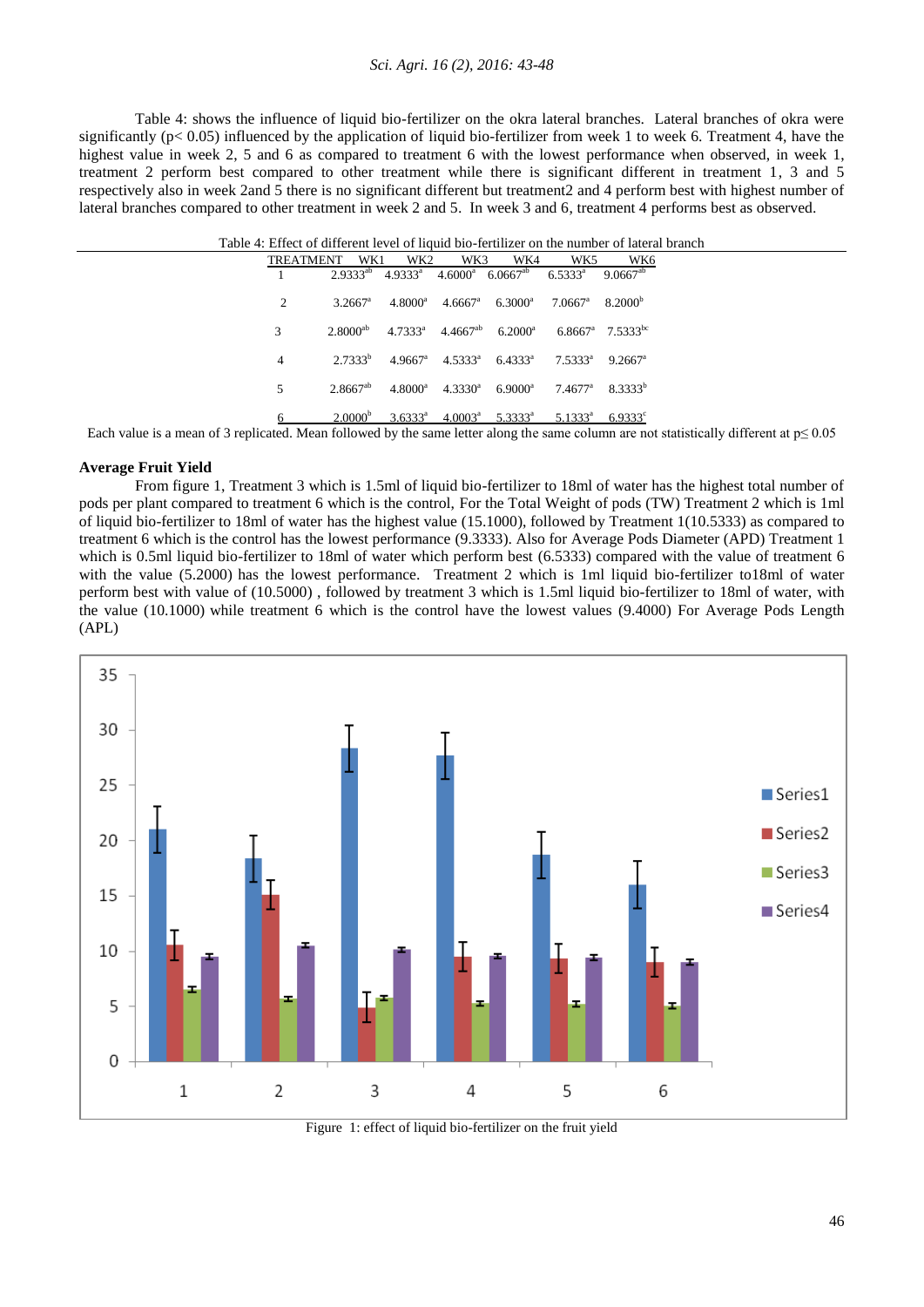Table 4: shows the influence of liquid bio-fertilizer on the okra lateral branches. Lateral branches of okra were significantly ($p< 0.05$) influenced by the application of liquid bio-fertilizer from week 1 to week 6. Treatment 4, have the highest value in week 2, 5 and 6 as compared to treatment 6 with the lowest performance when observed, in week 1, treatment 2 perform best compared to other treatment while there is significant different in treatment 1, 3 and 5 respectively also in week 2and 5 there is no significant different but treatment2 and 4 perform best with highest number of lateral branches compared to other treatment in week 2 and 5. In week 3 and 6, treatment 4 performs best as observed.

Table 4: Effect of different level of liquid bio-fertilizer on the number of lateral branch

| TREATMENT | WK1 | WK2 | WK3 | WK4 | WK5 | WK6 |
|---|---|---|---|---|---|---|
| 1 | 2.9333$^{ab}$ | 4.9333$^{a}$ | 4.6000$^{a}$ | 6.0667$^{ab}$ | 6.5333$^{a}$ | 9.0667$^{ab}$ |
| 2 | 3.2667$^{a}$ | 4.8000$^{a}$ | 4.6667$^{a}$ | 6.3000$^{a}$ | 7.0667$^{a}$ | 8.2000$^{b}$ |
| 3 | 2.8000$^{ab}$ | 4.7333$^{a}$ | 4.4667$^{ab}$ | 6.2000$^{a}$ | 6.8667$^{a}$ | 7.5333$^{bc}$ |
| 4 | 2.7333$^{b}$ | 4.9667$^{a}$ | 4.5333$^{a}$ | 6.4333$^{a}$ | 7.5333$^{a}$ | 9.2667$^{a}$ |
| 5 | 2.8667$^{ab}$ | 4.8000$^{a}$ | 4.3330$^{a}$ | 6.9000$^{a}$ | 7.4677$^{a}$ | 8.3333$^{b}$ |
| 6 | 2.0000$^{b}$ | 3.6333$^{a}$ | 4.0003$^{a}$ | 5.3333$^{a}$ | 5.1333$^{a}$ | 6.9333$^{c}$ |

Each value is a mean of 3 replicated. Mean followed by the same letter along the same column are not statistically different at $p \leq 0.05$

**Average Fruit Yield**

From figure 1, Treatment 3 which is 1.5ml of liquid bio-fertilizer to 18ml of water has the highest total number of pods per plant compared to treatment 6 which is the control, For the Total Weight of pods (TW) Treatment 2 which is 1ml of liquid bio-fertilizer to 18ml of water has the highest value (15.1000), followed by Treatment 1(10.5333) as compared to treatment 6 which is the control has the lowest performance (9.3333). Also for Average Pods Diameter (APD) Treatment 1 which is 0.5ml liquid bio-fertilizer to 18ml of water which perform best (6.5333) compared with the value of treatment 6 with the value (5.2000) has the lowest performance. Treatment 2 which is 1ml liquid bio-fertilizer to18ml of water perform best with value of (10.5000) , followed by treatment 3 which is 1.5ml liquid bio-fertilizer to 18ml of water, with the value (10.1000) while treatment 6 which is the control have the lowest values (9.4000) For Average Pods Length (APL)

Figure 1: effect of liquid bio-fertilizer on the fruit yield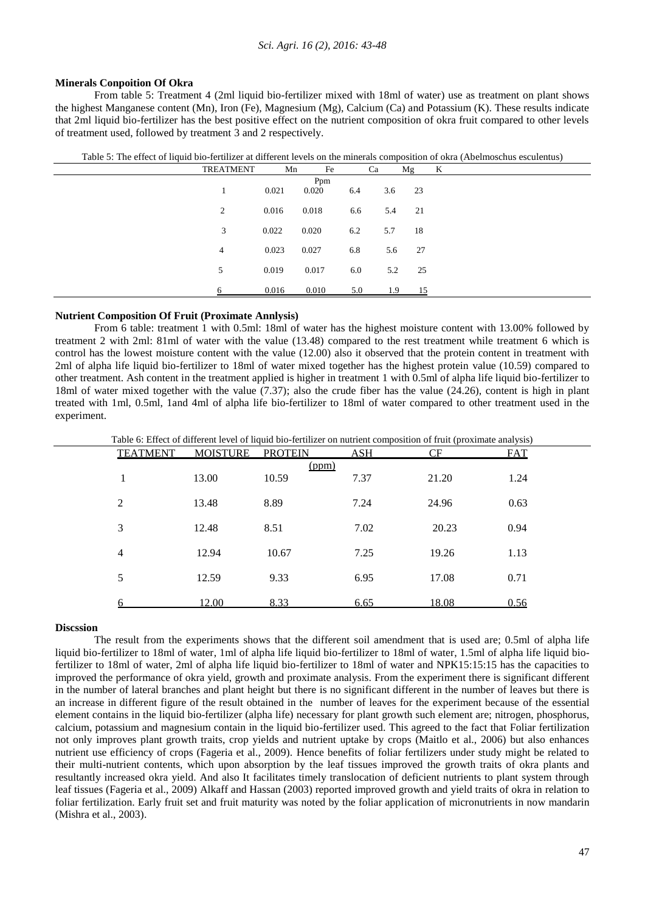### Minerals Conpoition Of Okra

From table 5: Treatment 4 (2ml liquid bio-fertilizer mixed with 18ml of water) use as treatment on plant shows the highest Manganese content (Mn), Iron (Fe), Magnesium (Mg), Calcium (Ca) and Potassium (K). These results indicate that 2ml liquid bio-fertilizer has the best positive effect on the nutrient composition of okra fruit compared to other levels of treatment used, followed by treatment 3 and 2 respectively.

Table 5: The effect of liquid bio-fertilizer at different levels on the minerals composition of okra (Abelmoschus esculentus)

| TREATMENT | Mn | Fe | Ca | Mg | K |
|---|---|---|---|---|---|
| | | Ppm | | | |
| 1 | 0.021 | 0.020 | 6.4 | 3.6 | 23 |
| 2 | 0.016 | 0.018 | 6.6 | 5.4 | 21 |
| 3 | 0.022 | 0.020 | 6.2 | 5.7 | 18 |
| 4 | 0.023 | 0.027 | 6.8 | 5.6 | 27 |
| 5 | 0.019 | 0.017 | 6.0 | 5.2 | 25 |
| 6 | 0.016 | 0.010 | 5.0 | 1.9 | 15 |

### Nutrient Composition Of Fruit (Proximate Annlysis)

From 6 table: treatment 1 with 0.5ml: 18ml of water has the highest moisture content with 13.00% followed by treatment 2 with 2ml: 81ml of water with the value (13.48) compared to the rest treatment while treatment 6 which is control has the lowest moisture content with the value (12.00) also it observed that the protein content in treatment with 2ml of alpha life liquid bio-fertilizer to 18ml of water mixed together has the highest protein value (10.59) compared to other treatment. Ash content in the treatment applied is higher in treatment 1 with 0.5ml of alpha life liquid bio-fertilizer to 18ml of water mixed together with the value (7.37); also the crude fiber has the value (24.26), content is high in plant treated with 1ml, 0.5ml, 1and 4ml of alpha life bio-fertilizer to 18ml of water compared to other treatment used in the experiment.

Table 6: Effect of different level of liquid bio-fertilizer on nutrient composition of fruit (proximate analysis)

| TEATMENT | MOISTURE | PROTEIN | ASH | CF | FAT |
|---|---|---|---|---|---|
| | | (ppm) | | | |
| 1 | 13.00 | 10.59 | 7.37 | 21.20 | 1.24 |
| 2 | 13.48 | 8.89 | 7.24 | 24.96 | 0.63 |
| 3 | 12.48 | 8.51 | 7.02 | 20.23 | 0.94 |
| 4 | 12.94 | 10.67 | 7.25 | 19.26 | 1.13 |
| 5 | 12.59 | 9.33 | 6.95 | 17.08 | 0.71 |
| 6 | 12.00 | 8.33 | 6.65 | 18.08 | 0.56 |

### Discssion

The result from the experiments shows that the different soil amendment that is used are; 0.5ml of alpha life liquid bio-fertilizer to 18ml of water, 1ml of alpha life liquid bio-fertilizer to 18ml of water, 1.5ml of alpha life liquid bio-fertilizer to 18ml of water, 2ml of alpha life liquid bio-fertilizer to 18ml of water and NPK15:15:15 has the capacities to improved the performance of okra yield, growth and proximate analysis. From the experiment there is significant different in the number of lateral branches and plant height but there is no significant different in the number of leaves but there is an increase in different figure of the result obtained in the number of leaves for the experiment because of the essential element contains in the liquid bio-fertilizer (alpha life) necessary for plant growth such element are; nitrogen, phosphorus, calcium, potassium and magnesium contain in the liquid bio-fertilizer used. This agreed to the fact that Foliar fertilization not only improves plant growth traits, crop yields and nutrient uptake by crops (Maitlo et al., 2006) but also enhances nutrient use efficiency of crops (Fageria et al., 2009). Hence benefits of foliar fertilizers under study might be related to their multi-nutrient contents, which upon absorption by the leaf tissues improved the growth traits of okra plants and resultantly increased okra yield. And also It facilitates timely translocation of deficient nutrients to plant system through leaf tissues (Fageria et al., 2009) Alkaff and Hassan (2003) reported improved growth and yield traits of okra in relation to foliar fertilization. Early fruit set and fruit maturity was noted by the foliar application of micronutrients in now mandarin (Mishra et al., 2003).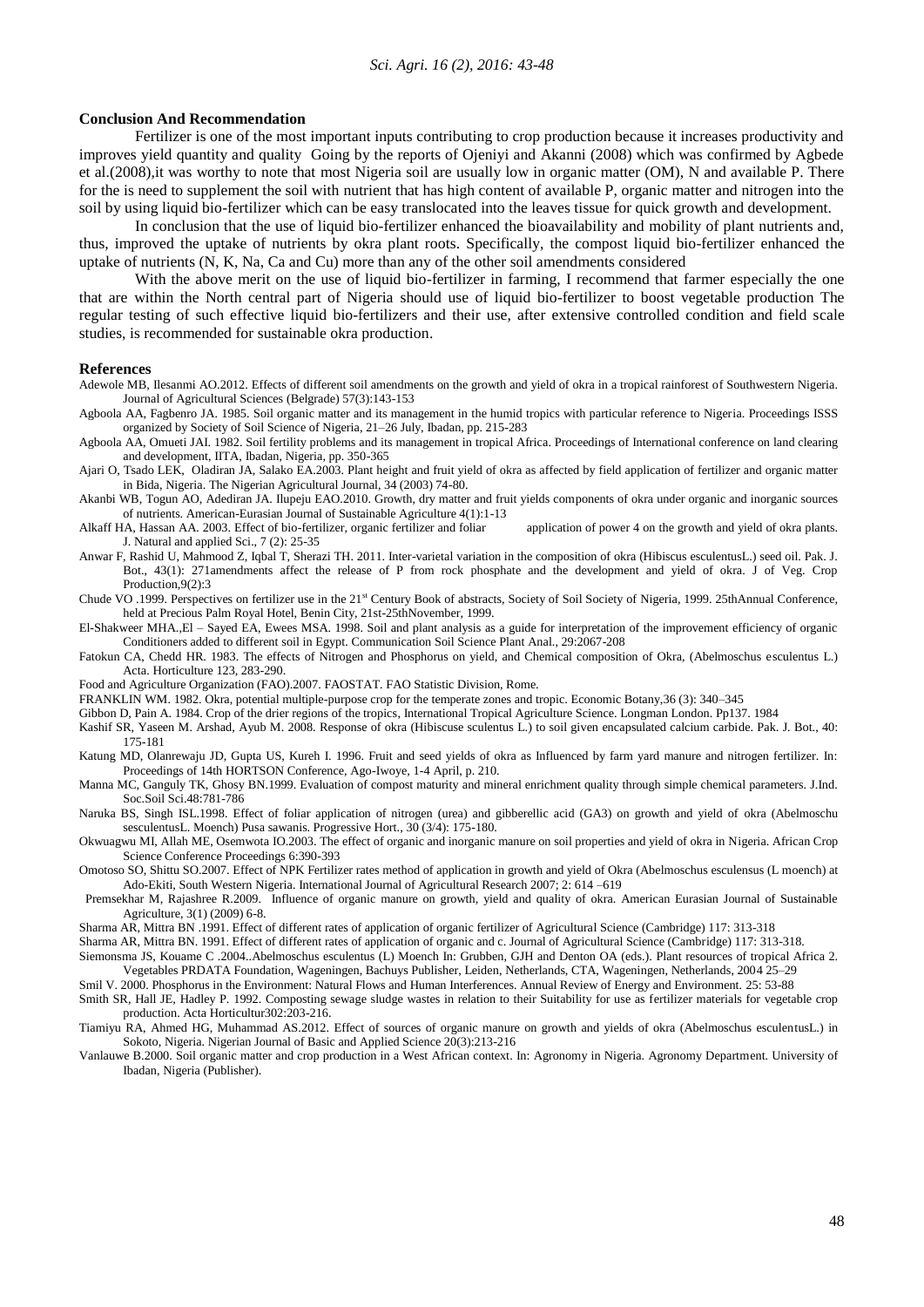## Conclusion And Recommendation

Fertilizer is one of the most important inputs contributing to crop production because it increases productivity and improves yield quantity and quality Going by the reports of Ojeniyi and Akanni (2008) which was confirmed by Agbede et al.(2008),it was worthy to note that most Nigeria soil are usually low in organic matter (OM), N and available P. There for the is need to supplement the soil with nutrient that has high content of available P, organic matter and nitrogen into the soil by using liquid bio-fertilizer which can be easy translocated into the leaves tissue for quick growth and development.

In conclusion that the use of liquid bio-fertilizer enhanced the bioavailability and mobility of plant nutrients and, thus, improved the uptake of nutrients by okra plant roots. Specifically, the compost liquid bio-fertilizer enhanced the uptake of nutrients (N, K, Na, Ca and Cu) more than any of the other soil amendments considered

With the above merit on the use of liquid bio-fertilizer in farming, I recommend that farmer especially the one that are within the North central part of Nigeria should use of liquid bio-fertilizer to boost vegetable production The regular testing of such effective liquid bio-fertilizers and their use, after extensive controlled condition and field scale studies, is recommended for sustainable okra production.

## References

Adewole MB, Ilesanmi AO.2012. Effects of different soil amendments on the growth and yield of okra in a tropical rainforest of Southwestern Nigeria. Journal of Agricultural Sciences (Belgrade) 57(3):143-153

Agboola AA, Fagbenro JA. 1985. Soil organic matter and its management in the humid tropics with particular reference to Nigeria. Proceedings ISSS organized by Society of Soil Science of Nigeria, 21–26 July, Ibadan, pp. 215-283

Agboola AA, Omueti JAI. 1982. Soil fertility problems and its management in tropical Africa. Proceedings of International conference on land clearing and development, IITA, Ibadan, Nigeria, pp. 350-365

Ajari O, Tsado LEK, Oladiran JA, Salako EA.2003. Plant height and fruit yield of okra as affected by field application of fertilizer and organic matter in Bida, Nigeria. The Nigerian Agricultural Journal, 34 (2003) 74-80.

Akanbi WB, Togun AO, Adediran JA. Ilupeju EAO.2010. Growth, dry matter and fruit yields components of okra under organic and inorganic sources of nutrients. American-Eurasian Journal of Sustainable Agriculture 4(1):1-13

Alkaff HA, Hassan AA. 2003. Effect of bio-fertilizer, organic fertilizer and foliar application of power 4 on the growth and yield of okra plants. J. Natural and applied Sci., 7 (2): 25-35

Anwar F, Rashid U, Mahmood Z, Iqbal T, Sherazi TH. 2011. Inter-varietal variation in the composition of okra (Hibiscus esculentusL.) seed oil. Pak. J. Bot., 43(1): 271amendments affect the release of P from rock phosphate and the development and yield of okra. J of Veg. Crop Production,9(2):3

Chude VO .1999. Perspectives on fertilizer use in the 21st Century Book of abstracts, Society of Soil Society of Nigeria, 1999. 25thAnnual Conference, held at Precious Palm Royal Hotel, Benin City, 21st-25thNovember, 1999.

El-Shakweer MHA.,El – Sayed EA, Ewees MSA. 1998. Soil and plant analysis as a guide for interpretation of the improvement efficiency of organic Conditioners added to different soil in Egypt. Communication Soil Science Plant Anal., 29:2067-208

Fatokun CA, Chedd HR. 1983. The effects of Nitrogen and Phosphorus on yield, and Chemical composition of Okra, (Abelmoschus esculentus L.) Acta. Horticulture 123, 283-290.

Food and Agriculture Organization (FAO).2007. FAOSTAT. FAO Statistic Division, Rome.

FRANKLIN WM. 1982. Okra, potential multiple-purpose crop for the temperate zones and tropic. Economic Botany,36 (3): 340–345

Gibbon D, Pain A. 1984. Crop of the drier regions of the tropics, International Tropical Agriculture Science. Longman London. Pp137. 1984

Kashif SR, Yaseen M. Arshad, Ayub M. 2008. Response of okra (Hibiscuse sculentus L.) to soil given encapsulated calcium carbide. Pak. J. Bot., 40: 175-181

Katung MD, Olanrewaju JD, Gupta US, Kureh I. 1996. Fruit and seed yields of okra as Influenced by farm yard manure and nitrogen fertilizer. In: Proceedings of 14th HORTSON Conference, Ago-Iwoye, 1-4 April, p. 210.

Manna MC, Ganguly TK, Ghosy BN.1999. Evaluation of compost maturity and mineral enrichment quality through simple chemical parameters. J.Ind. Soc.Soil Sci.48:781-786

Naruka BS, Singh ISL.1998. Effect of foliar application of nitrogen (urea) and gibberellic acid (GA3) on growth and yield of okra (Abelmoschu sesculentusL. Moench) Pusa sawanis. Progressive Hort., 30 (3/4): 175-180.

Okwuagwu MI, Allah ME, Osemwota IO.2003. The effect of organic and inorganic manure on soil properties and yield of okra in Nigeria. African Crop Science Conference Proceedings 6:390-393

Omotoso SO, Shittu SO.2007. Effect of NPK Fertilizer rates method of application in growth and yield of Okra (Abelmoschus esculensus (L moench) at Ado-Ekiti, South Western Nigeria. International Journal of Agricultural Research 2007; 2: 614 –619

Premsekhar M, Rajashree R.2009. Influence of organic manure on growth, yield and quality of okra. American Eurasian Journal of Sustainable Agriculture, 3(1) (2009) 6-8.

Sharma AR, Mittra BN .1991. Effect of different rates of application of organic fertilizer of Agricultural Science (Cambridge) 117: 313-318

Sharma AR, Mittra BN. 1991. Effect of different rates of application of organic and c. Journal of Agricultural Science (Cambridge) 117: 313-318.

Siemonsma JS, Kouame C .2004..Abelmoschus esculentus (L) Moench In: Grubben, GJH and Denton OA (eds.). Plant resources of tropical Africa 2. Vegetables PRDATA Foundation, Wageningen, Bachuys Publisher, Leiden, Netherlands, CTA, Wageningen, Netherlands, 2004 25–29

Smil V. 2000. Phosphorus in the Environment: Natural Flows and Human Interferences. Annual Review of Energy and Environment. 25: 53-88

Smith SR, Hall JE, Hadley P. 1992. Composting sewage sludge wastes in relation to their Suitability for use as fertilizer materials for vegetable crop production. Acta Horticultur302:203-216.

Tiamiyu RA, Ahmed HG, Muhammad AS.2012. Effect of sources of organic manure on growth and yields of okra (Abelmoschus esculentusL.) in Sokoto, Nigeria. Nigerian Journal of Basic and Applied Science 20(3):213-216

Vanlauwe B.2000. Soil organic matter and crop production in a West African context. In: Agronomy in Nigeria. Agronomy Department. University of Ibadan, Nigeria (Publisher).